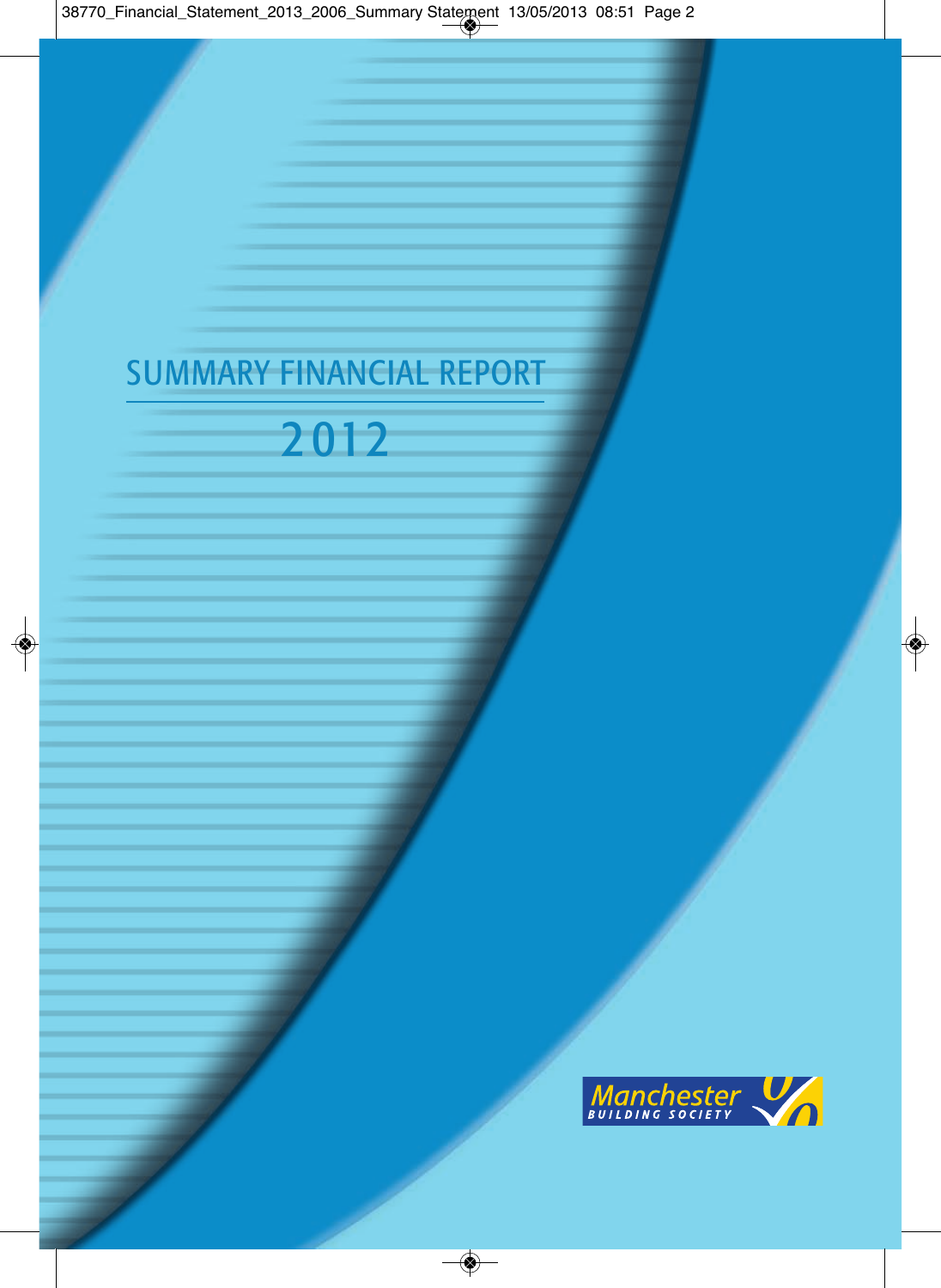# SUMMARY FINANCIAL REPORT

# 2012

Manchester
BUILDING SOCIETY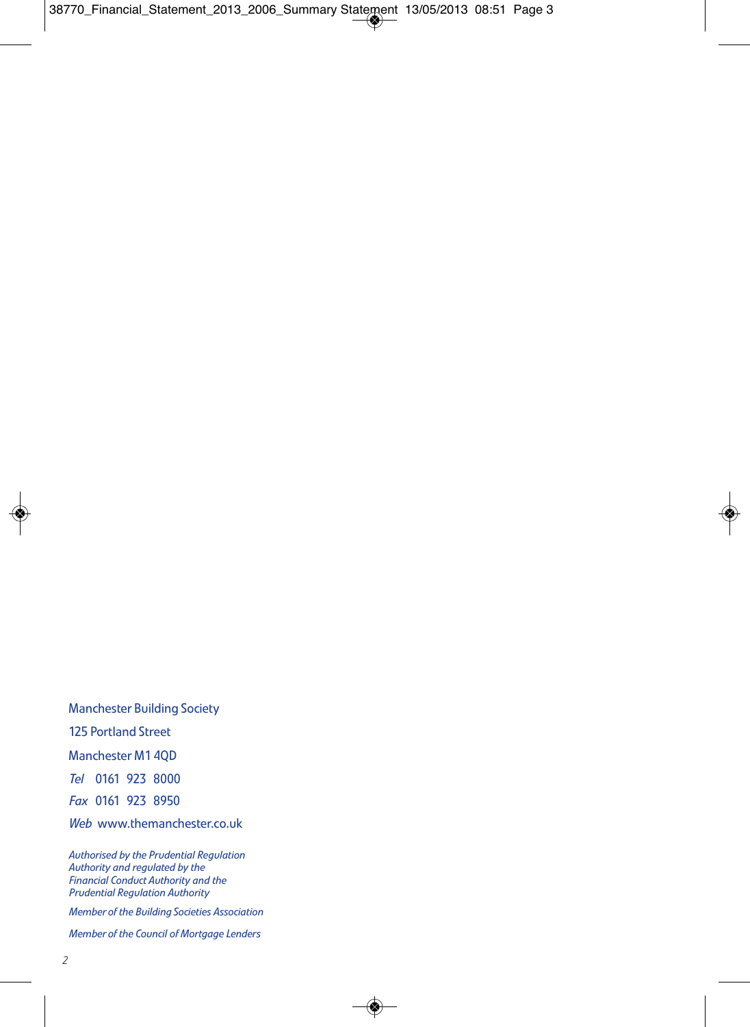Manchester Building Society

125 Portland Street

Manchester M1 4QD

*Tel* 0161 923 8000

*Fax* 0161 923 8950

*Web* www.themanchester.co.uk

*Authorised by the Prudential Regulation Authority and regulated by the Financial Conduct Authority and the Prudential Regulation Authority*

*Member of the Building Societies Association*

*Member of the Council of Mortgage Lenders*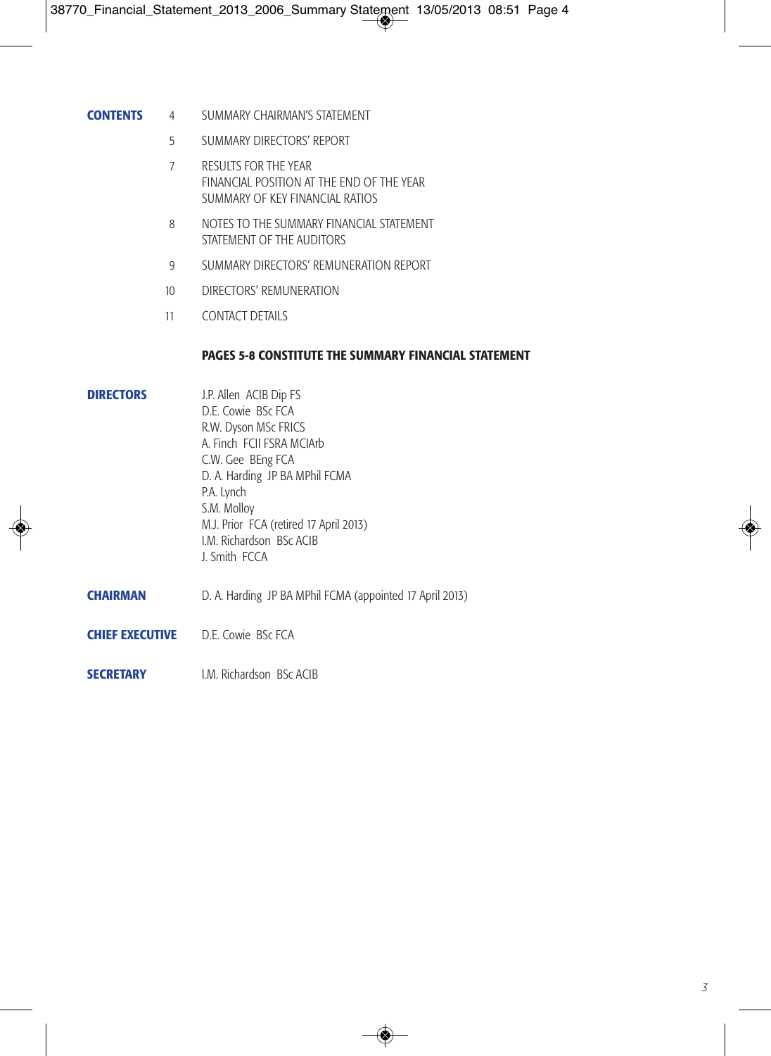## CONTENTS

| | |
|---|---|
| 4 | SUMMARY CHAIRMAN'S STATEMENT |
| 5 | SUMMARY DIRECTORS' REPORT |
| 7 | RESULTS FOR THE YEAR<br>FINANCIAL POSITION AT THE END OF THE YEAR<br>SUMMARY OF KEY FINANCIAL RATIOS |
| 8 | NOTES TO THE SUMMARY FINANCIAL STATEMENT<br>STATEMENT OF THE AUDITORS |
| 9 | SUMMARY DIRECTORS' REMUNERATION REPORT |
| 10 | DIRECTORS' REMUNERATION |
| 11 | CONTACT DETAILS |

**PAGES 5-8 CONSTITUTE THE SUMMARY FINANCIAL STATEMENT**

## DIRECTORS

J.P. Allen ACIB Dip FS
D.E. Cowie BSc FCA
R.W. Dyson MSc FRICS
A. Finch FCII FSRA MCIArb
C.W. Gee BEng FCA
D. A. Harding JP BA MPhil FCMA
P.A. Lynch
S.M. Molloy
M.J. Prior FCA (retired 17 April 2013)
I.M. Richardson BSc ACIB
J. Smith FCCA

## CHAIRMAN

D. A. Harding JP BA MPhil FCMA (appointed 17 April 2013)

## CHIEF EXECUTIVE

D.E. Cowie BSc FCA

## SECRETARY

I.M. Richardson BSc ACIB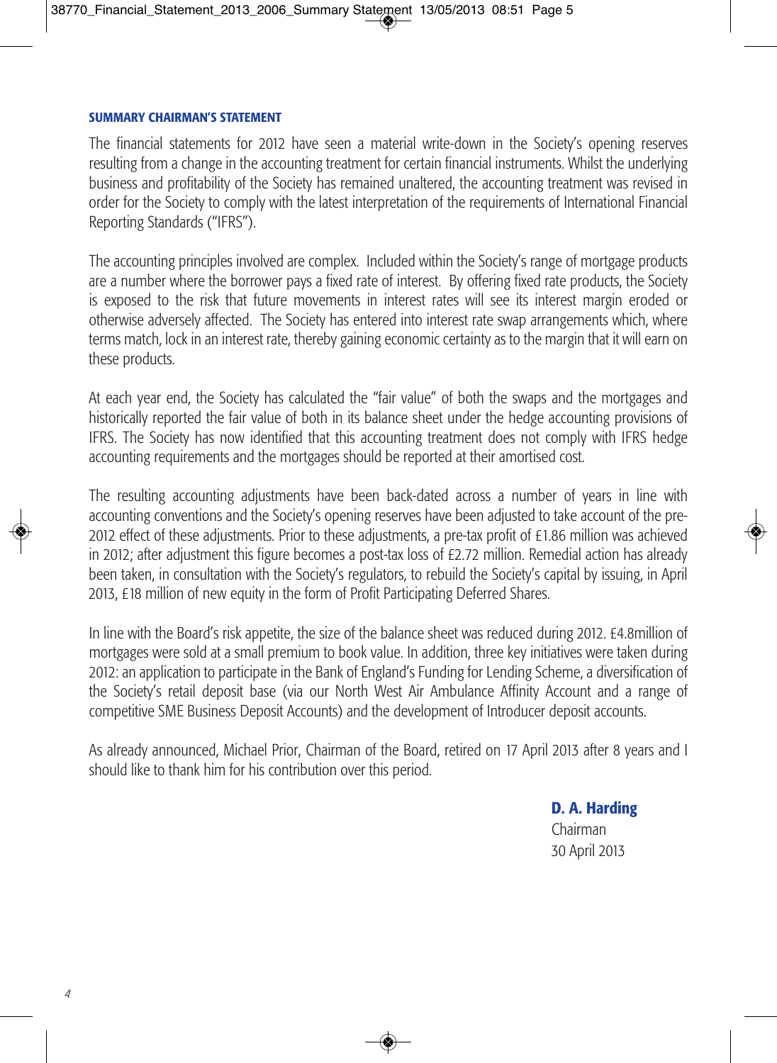## SUMMARY CHAIRMAN'S STATEMENT

The financial statements for 2012 have seen a material write-down in the Society's opening reserves resulting from a change in the accounting treatment for certain financial instruments. Whilst the underlying business and profitability of the Society has remained unaltered, the accounting treatment was revised in order for the Society to comply with the latest interpretation of the requirements of International Financial Reporting Standards ("IFRS").

The accounting principles involved are complex. Included within the Society's range of mortgage products are a number where the borrower pays a fixed rate of interest. By offering fixed rate products, the Society is exposed to the risk that future movements in interest rates will see its interest margin eroded or otherwise adversely affected. The Society has entered into interest rate swap arrangements which, where terms match, lock in an interest rate, thereby gaining economic certainty as to the margin that it will earn on these products.

At each year end, the Society has calculated the "fair value" of both the swaps and the mortgages and historically reported the fair value of both in its balance sheet under the hedge accounting provisions of IFRS. The Society has now identified that this accounting treatment does not comply with IFRS hedge accounting requirements and the mortgages should be reported at their amortised cost.

The resulting accounting adjustments have been back-dated across a number of years in line with accounting conventions and the Society's opening reserves have been adjusted to take account of the pre-2012 effect of these adjustments. Prior to these adjustments, a pre-tax profit of £1.86 million was achieved in 2012; after adjustment this figure becomes a post-tax loss of £2.72 million. Remedial action has already been taken, in consultation with the Society's regulators, to rebuild the Society's capital by issuing, in April 2013, £18 million of new equity in the form of Profit Participating Deferred Shares.

In line with the Board's risk appetite, the size of the balance sheet was reduced during 2012. £4.8million of mortgages were sold at a small premium to book value. In addition, three key initiatives were taken during 2012: an application to participate in the Bank of England's Funding for Lending Scheme, a diversification of the Society's retail deposit base (via our North West Air Ambulance Affinity Account and a range of competitive SME Business Deposit Accounts) and the development of Introducer deposit accounts.

As already announced, Michael Prior, Chairman of the Board, retired on 17 April 2013 after 8 years and I should like to thank him for his contribution over this period.

**D. A. Harding**
Chairman
30 April 2013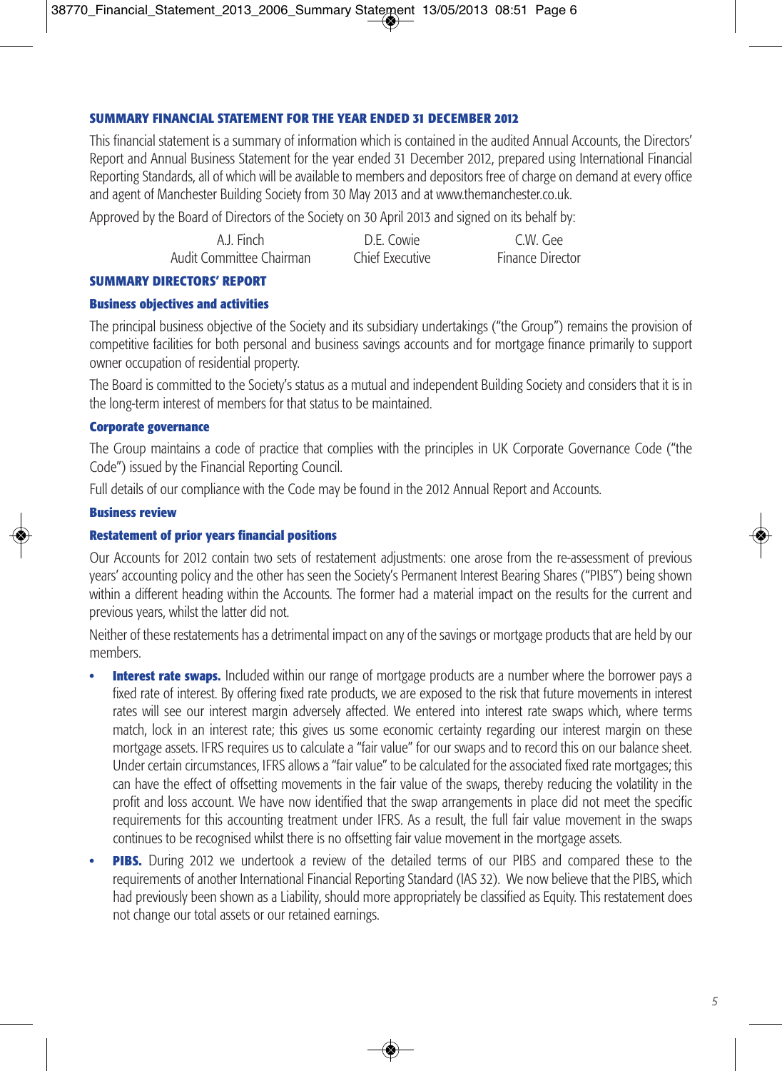## SUMMARY FINANCIAL STATEMENT FOR THE YEAR ENDED 31 DECEMBER 2012

This financial statement is a summary of information which is contained in the audited Annual Accounts, the Directors' Report and Annual Business Statement for the year ended 31 December 2012, prepared using International Financial Reporting Standards, all of which will be available to members and depositors free of charge on demand at every office and agent of Manchester Building Society from 30 May 2013 and at www.themanchester.co.uk.

Approved by the Board of Directors of the Society on 30 April 2013 and signed on its behalf by:

| A.J. Finch | D.E. Cowie | C.W. Gee |
|---|---|---|
| Audit Committee Chairman | Chief Executive | Finance Director |

## SUMMARY DIRECTORS' REPORT

### Business objectives and activities

The principal business objective of the Society and its subsidiary undertakings ("the Group") remains the provision of competitive facilities for both personal and business savings accounts and for mortgage finance primarily to support owner occupation of residential property.

The Board is committed to the Society's status as a mutual and independent Building Society and considers that it is in the long-term interest of members for that status to be maintained.

### Corporate governance

The Group maintains a code of practice that complies with the principles in UK Corporate Governance Code ("the Code") issued by the Financial Reporting Council.

Full details of our compliance with the Code may be found in the 2012 Annual Report and Accounts.

### Business review

### Restatement of prior years financial positions

Our Accounts for 2012 contain two sets of restatement adjustments: one arose from the re-assessment of previous years' accounting policy and the other has seen the Society's Permanent Interest Bearing Shares ("PIBS") being shown within a different heading within the Accounts. The former had a material impact on the results for the current and previous years, whilst the latter did not.

Neither of these restatements has a detrimental impact on any of the savings or mortgage products that are held by our members.

- **Interest rate swaps.** Included within our range of mortgage products are a number where the borrower pays a fixed rate of interest. By offering fixed rate products, we are exposed to the risk that future movements in interest rates will see our interest margin adversely affected. We entered into interest rate swaps which, where terms match, lock in an interest rate; this gives us some economic certainty regarding our interest margin on these mortgage assets. IFRS requires us to calculate a "fair value" for our swaps and to record this on our balance sheet. Under certain circumstances, IFRS allows a "fair value" to be calculated for the associated fixed rate mortgages; this can have the effect of offsetting movements in the fair value of the swaps, thereby reducing the volatility in the profit and loss account. We have now identified that the swap arrangements in place did not meet the specific requirements for this accounting treatment under IFRS. As a result, the full fair value movement in the swaps continues to be recognised whilst there is no offsetting fair value movement in the mortgage assets.
- **PIBS.** During 2012 we undertook a review of the detailed terms of our PIBS and compared these to the requirements of another International Financial Reporting Standard (IAS 32). We now believe that the PIBS, which had previously been shown as a Liability, should more appropriately be classified as Equity. This restatement does not change our total assets or our retained earnings.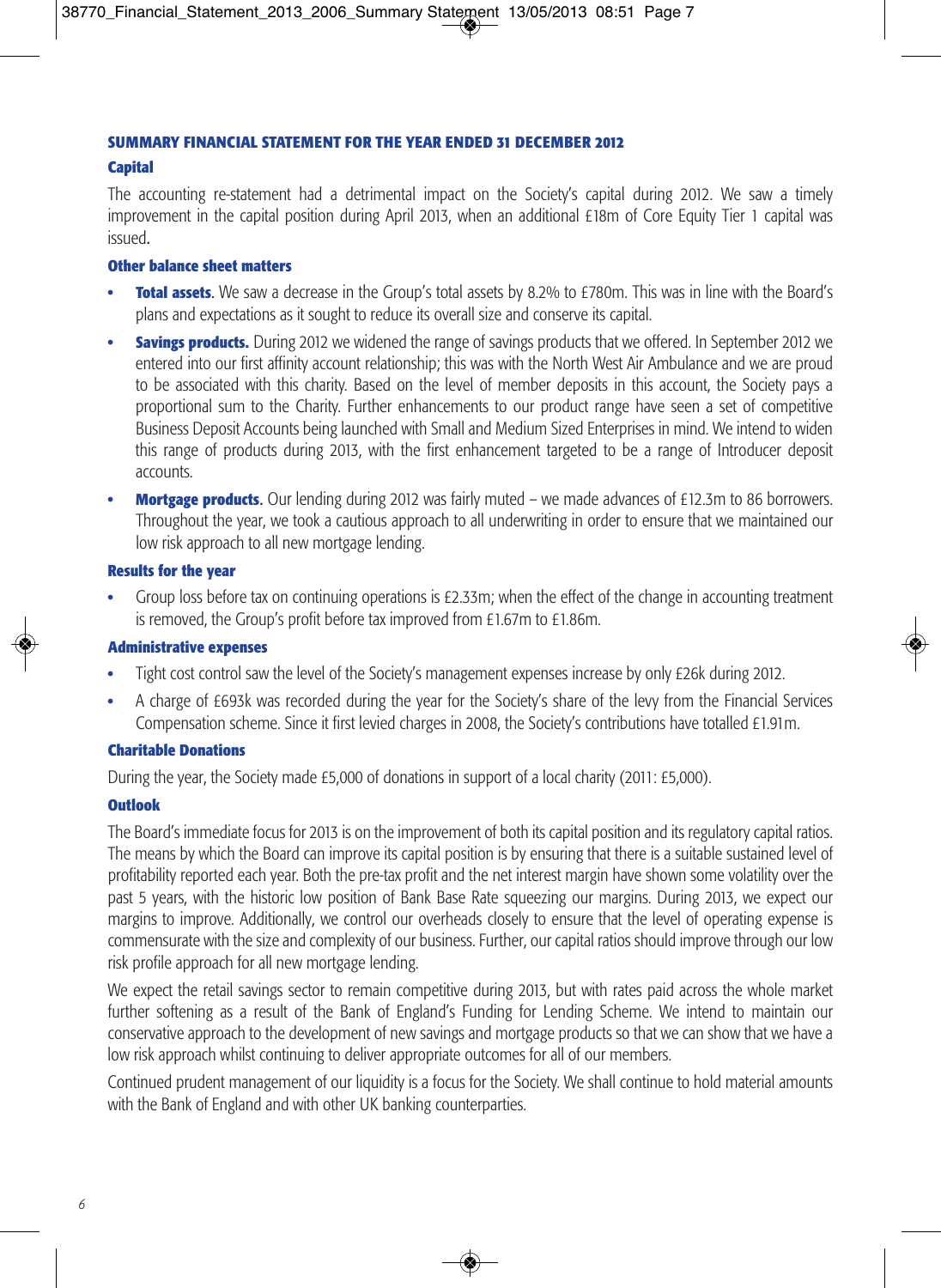## SUMMARY FINANCIAL STATEMENT FOR THE YEAR ENDED 31 DECEMBER 2012

### Capital

The accounting re-statement had a detrimental impact on the Society's capital during 2012. We saw a timely improvement in the capital position during April 2013, when an additional £18m of Core Equity Tier 1 capital was issued.

### Other balance sheet matters

- **Total assets**. We saw a decrease in the Group's total assets by 8.2% to £780m. This was in line with the Board's plans and expectations as it sought to reduce its overall size and conserve its capital.
- **Savings products.** During 2012 we widened the range of savings products that we offered. In September 2012 we entered into our first affinity account relationship; this was with the North West Air Ambulance and we are proud to be associated with this charity. Based on the level of member deposits in this account, the Society pays a proportional sum to the Charity. Further enhancements to our product range have seen a set of competitive Business Deposit Accounts being launched with Small and Medium Sized Enterprises in mind. We intend to widen this range of products during 2013, with the first enhancement targeted to be a range of Introducer deposit accounts.
- **Mortgage products**. Our lending during 2012 was fairly muted – we made advances of £12.3m to 86 borrowers. Throughout the year, we took a cautious approach to all underwriting in order to ensure that we maintained our low risk approach to all new mortgage lending.

### Results for the year

- Group loss before tax on continuing operations is £2.33m; when the effect of the change in accounting treatment is removed, the Group's profit before tax improved from £1.67m to £1.86m.

### Administrative expenses

- Tight cost control saw the level of the Society's management expenses increase by only £26k during 2012.
- A charge of £693k was recorded during the year for the Society's share of the levy from the Financial Services Compensation scheme. Since it first levied charges in 2008, the Society's contributions have totalled £1.91m.

### Charitable Donations

During the year, the Society made £5,000 of donations in support of a local charity (2011: £5,000).

### Outlook

The Board's immediate focus for 2013 is on the improvement of both its capital position and its regulatory capital ratios. The means by which the Board can improve its capital position is by ensuring that there is a suitable sustained level of profitability reported each year. Both the pre-tax profit and the net interest margin have shown some volatility over the past 5 years, with the historic low position of Bank Base Rate squeezing our margins. During 2013, we expect our margins to improve. Additionally, we control our overheads closely to ensure that the level of operating expense is commensurate with the size and complexity of our business. Further, our capital ratios should improve through our low risk profile approach for all new mortgage lending.

We expect the retail savings sector to remain competitive during 2013, but with rates paid across the whole market further softening as a result of the Bank of England's Funding for Lending Scheme. We intend to maintain our conservative approach to the development of new savings and mortgage products so that we can show that we have a low risk approach whilst continuing to deliver appropriate outcomes for all of our members.

Continued prudent management of our liquidity is a focus for the Society. We shall continue to hold material amounts with the Bank of England and with other UK banking counterparties.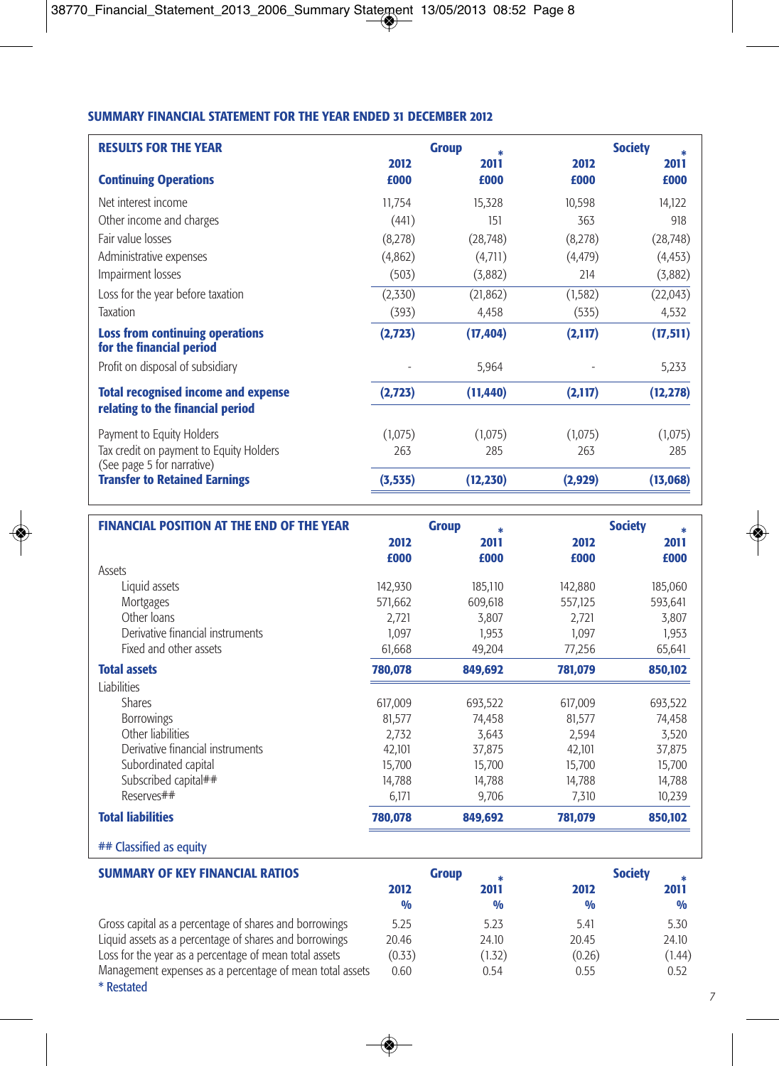## SUMMARY FINANCIAL STATEMENT FOR THE YEAR ENDED 31 DECEMBER 2012

| RESULTS FOR THE YEAR | Group | | Society | |
|---|---|---|---|---|
| | 2012 | 2011* | 2012 | 2011* |
| **Continuing Operations** | £000 | £000 | £000 | £000 |
| Net interest income | 11,754 | 15,328 | 10,598 | 14,122 |
| Other income and charges | (441) | 151 | 363 | 918 |
| Fair value losses | (8,278) | (28,748) | (8,278) | (28,748) |
| Administrative expenses | (4,862) | (4,711) | (4,479) | (4,453) |
| Impairment losses | (503) | (3,882) | 214 | (3,882) |
| Loss for the year before taxation | (2,330) | (21,862) | (1,582) | (22,043) |
| Taxation | (393) | 4,458 | (535) | 4,532 |
| **Loss from continuing operations for the financial period** | **(2,723)** | **(17,404)** | **(2,117)** | **(17,511)** |
| Profit on disposal of subsidiary | - | 5,964 | - | 5,233 |
| **Total recognised income and expense relating to the financial period** | **(2,723)** | **(11,440)** | **(2,117)** | **(12,278)** |
| Payment to Equity Holders | (1,075) | (1,075) | (1,075) | (1,075) |
| Tax credit on payment to Equity Holders (See page 5 for narrative) | 263 | 285 | 263 | 285 |
| **Transfer to Retained Earnings** | **(3,535)** | **(12,230)** | **(2,929)** | **(13,068)** |

| FINANCIAL POSITION AT THE END OF THE YEAR | Group | | Society | |
|---|---|---|---|---|
| | 2012 | 2011* | 2012 | 2011* |
| | £000 | £000 | £000 | £000 |
| Assets | | | | |
| Liquid assets | 142,930 | 185,110 | 142,880 | 185,060 |
| Mortgages | 571,662 | 609,618 | 557,125 | 593,641 |
| Other loans | 2,721 | 3,807 | 2,721 | 3,807 |
| Derivative financial instruments | 1,097 | 1,953 | 1,097 | 1,953 |
| Fixed and other assets | 61,668 | 49,204 | 77,256 | 65,641 |
| **Total assets** | **780,078** | **849,692** | **781,079** | **850,102** |
| Liabilities | | | | |
| Shares | 617,009 | 693,522 | 617,009 | 693,522 |
| Borrowings | 81,577 | 74,458 | 81,577 | 74,458 |
| Other liabilities | 2,732 | 3,643 | 2,594 | 3,520 |
| Derivative financial instruments | 42,101 | 37,875 | 42,101 | 37,875 |
| Subordinated capital | 15,700 | 15,700 | 15,700 | 15,700 |
| Subscribed capital## | 14,788 | 14,788 | 14,788 | 14,788 |
| Reserves## | 6,171 | 9,706 | 7,310 | 10,239 |
| **Total liabilities** | **780,078** | **849,692** | **781,079** | **850,102** |

## Classified as equity

| SUMMARY OF KEY FINANCIAL RATIOS | Group | | Society | |
|---|---|---|---|---|
| | 2012 | 2011* | 2012 | 2011* |
| | % | % | % | % |
| Gross capital as a percentage of shares and borrowings | 5.25 | 5.23 | 5.41 | 5.30 |
| Liquid assets as a percentage of shares and borrowings | 20.46 | 24.10 | 20.45 | 24.10 |
| Loss for the year as a percentage of mean total assets | (0.33) | (1.32) | (0.26) | (1.44) |
| Management expenses as a percentage of mean total assets | 0.60 | 0.54 | 0.55 | 0.52 |

* Restated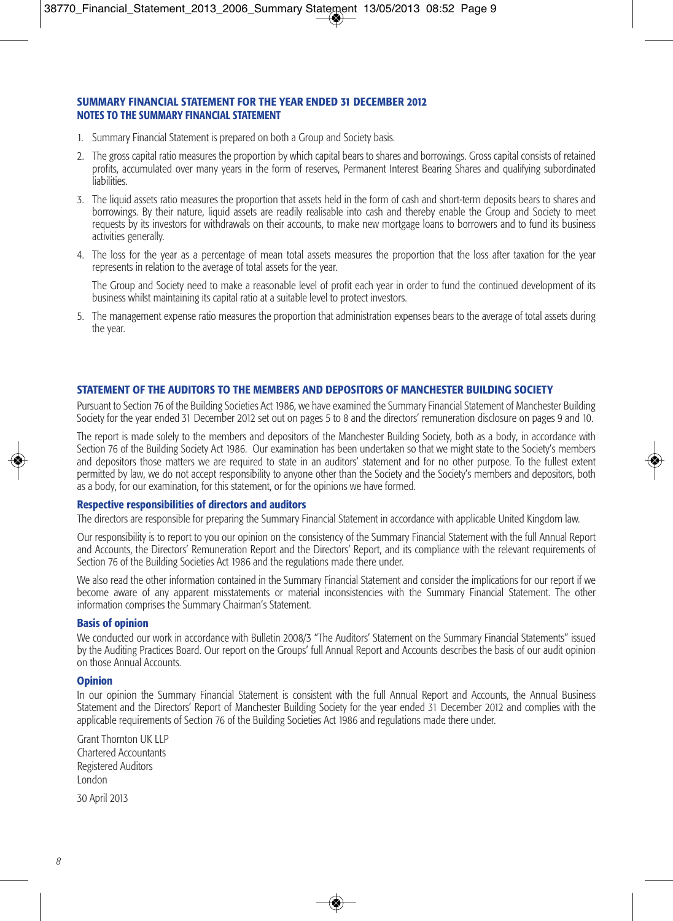## SUMMARY FINANCIAL STATEMENT FOR THE YEAR ENDED 31 DECEMBER 2012

### NOTES TO THE SUMMARY FINANCIAL STATEMENT

1. Summary Financial Statement is prepared on both a Group and Society basis.
2. The gross capital ratio measures the proportion by which capital bears to shares and borrowings. Gross capital consists of retained profits, accumulated over many years in the form of reserves, Permanent Interest Bearing Shares and qualifying subordinated liabilities.
3. The liquid assets ratio measures the proportion that assets held in the form of cash and short-term deposits bears to shares and borrowings. By their nature, liquid assets are readily realisable into cash and thereby enable the Group and Society to meet requests by its investors for withdrawals on their accounts, to make new mortgage loans to borrowers and to fund its business activities generally.
4. The loss for the year as a percentage of mean total assets measures the proportion that the loss after taxation for the year represents in relation to the average of total assets for the year.

   The Group and Society need to make a reasonable level of profit each year in order to fund the continued development of its business whilst maintaining its capital ratio at a suitable level to protect investors.
5. The management expense ratio measures the proportion that administration expenses bears to the average of total assets during the year.

## STATEMENT OF THE AUDITORS TO THE MEMBERS AND DEPOSITORS OF MANCHESTER BUILDING SOCIETY

Pursuant to Section 76 of the Building Societies Act 1986, we have examined the Summary Financial Statement of Manchester Building Society for the year ended 31 December 2012 set out on pages 5 to 8 and the directors' remuneration disclosure on pages 9 and 10.

The report is made solely to the members and depositors of the Manchester Building Society, both as a body, in accordance with Section 76 of the Building Society Act 1986. Our examination has been undertaken so that we might state to the Society's members and depositors those matters we are required to state in an auditors' statement and for no other purpose. To the fullest extent permitted by law, we do not accept responsibility to anyone other than the Society and the Society's members and depositors, both as a body, for our examination, for this statement, or for the opinions we have formed.

### Respective responsibilities of directors and auditors

The directors are responsible for preparing the Summary Financial Statement in accordance with applicable United Kingdom law.

Our responsibility is to report to you our opinion on the consistency of the Summary Financial Statement with the full Annual Report and Accounts, the Directors' Remuneration Report and the Directors' Report, and its compliance with the relevant requirements of Section 76 of the Building Societies Act 1986 and the regulations made there under.

We also read the other information contained in the Summary Financial Statement and consider the implications for our report if we become aware of any apparent misstatements or material inconsistencies with the Summary Financial Statement. The other information comprises the Summary Chairman's Statement.

### Basis of opinion

We conducted our work in accordance with Bulletin 2008/3 "The Auditors' Statement on the Summary Financial Statements" issued by the Auditing Practices Board. Our report on the Groups' full Annual Report and Accounts describes the basis of our audit opinion on those Annual Accounts.

### Opinion

In our opinion the Summary Financial Statement is consistent with the full Annual Report and Accounts, the Annual Business Statement and the Directors' Report of Manchester Building Society for the year ended 31 December 2012 and complies with the applicable requirements of Section 76 of the Building Societies Act 1986 and regulations made there under.

Grant Thornton UK LLP
Chartered Accountants
Registered Auditors
London

30 April 2013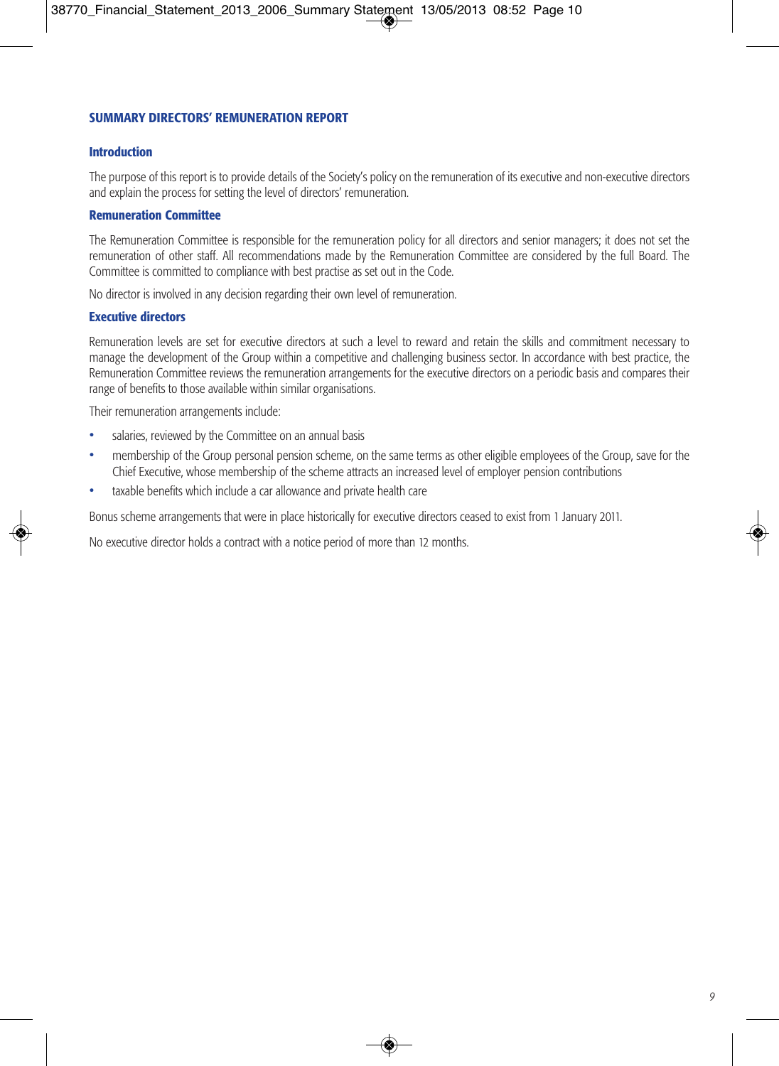## SUMMARY DIRECTORS' REMUNERATION REPORT

### Introduction

The purpose of this report is to provide details of the Society's policy on the remuneration of its executive and non-executive directors and explain the process for setting the level of directors' remuneration.

### Remuneration Committee

The Remuneration Committee is responsible for the remuneration policy for all directors and senior managers; it does not set the remuneration of other staff. All recommendations made by the Remuneration Committee are considered by the full Board. The Committee is committed to compliance with best practise as set out in the Code.

No director is involved in any decision regarding their own level of remuneration.

### Executive directors

Remuneration levels are set for executive directors at such a level to reward and retain the skills and commitment necessary to manage the development of the Group within a competitive and challenging business sector. In accordance with best practice, the Remuneration Committee reviews the remuneration arrangements for the executive directors on a periodic basis and compares their range of benefits to those available within similar organisations.

Their remuneration arrangements include:

- salaries, reviewed by the Committee on an annual basis
- membership of the Group personal pension scheme, on the same terms as other eligible employees of the Group, save for the Chief Executive, whose membership of the scheme attracts an increased level of employer pension contributions
- taxable benefits which include a car allowance and private health care

Bonus scheme arrangements that were in place historically for executive directors ceased to exist from 1 January 2011.

No executive director holds a contract with a notice period of more than 12 months.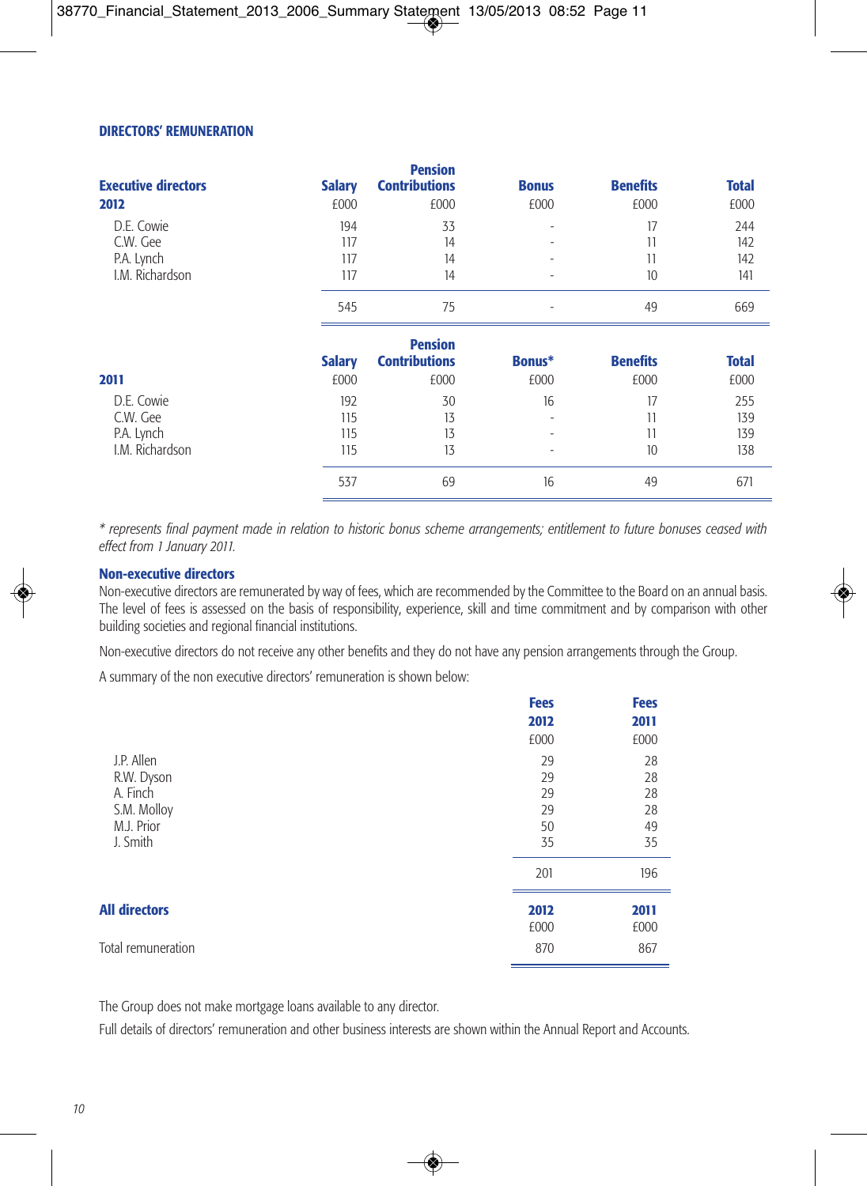## DIRECTORS' REMUNERATION

| Executive directors | Salary | Pension Contributions | Bonus | Benefits | Total |
|---|---|---|---|---|---|
| **2012** | £000 | £000 | £000 | £000 | £000 |
| D.E. Cowie | 194 | 33 | - | 17 | 244 |
| C.W. Gee | 117 | 14 | - | 11 | 142 |
| P.A. Lynch | 117 | 14 | - | 11 | 142 |
| I.M. Richardson | 117 | 14 | - | 10 | 141 |
| | 545 | 75 | - | 49 | 669 |

| | Salary | Pension Contributions | Bonus* | Benefits | Total |
|---|---|---|---|---|---|
| **2011** | £000 | £000 | £000 | £000 | £000 |
| D.E. Cowie | 192 | 30 | 16 | 17 | 255 |
| C.W. Gee | 115 | 13 | - | 11 | 139 |
| P.A. Lynch | 115 | 13 | - | 11 | 139 |
| I.M. Richardson | 115 | 13 | - | 10 | 138 |
| | 537 | 69 | 16 | 49 | 671 |

*\* represents final payment made in relation to historic bonus scheme arrangements; entitlement to future bonuses ceased with effect from 1 January 2011.*

### Non-executive directors

Non-executive directors are remunerated by way of fees, which are recommended by the Committee to the Board on an annual basis. The level of fees is assessed on the basis of responsibility, experience, skill and time commitment and by comparison with other building societies and regional financial institutions.

Non-executive directors do not receive any other benefits and they do not have any pension arrangements through the Group.

A summary of the non executive directors' remuneration is shown below:

| | Fees 2012 | Fees 2011 |
|---|---|---|
| | £000 | £000 |
| J.P. Allen | 29 | 28 |
| R.W. Dyson | 29 | 28 |
| A. Finch | 29 | 28 |
| S.M. Molloy | 29 | 28 |
| M.J. Prior | 50 | 49 |
| J. Smith | 35 | 35 |
| | 201 | 196 |

| **All directors** | **2012** | **2011** |
|---|---|---|
| | £000 | £000 |
| Total remuneration | 870 | 867 |

The Group does not make mortgage loans available to any director.

Full details of directors' remuneration and other business interests are shown within the Annual Report and Accounts.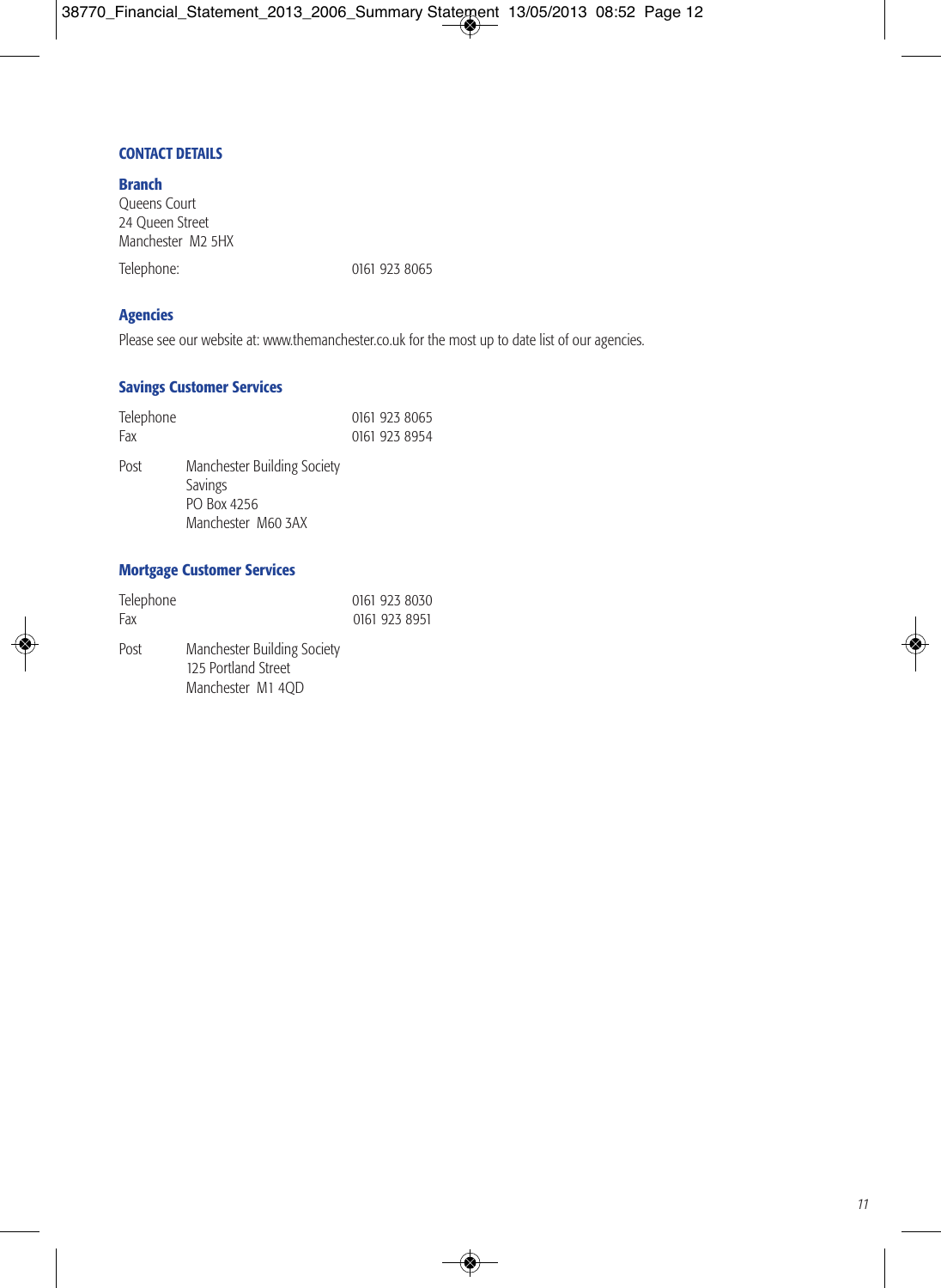## CONTACT DETAILS

### Branch

Queens Court
24 Queen Street
Manchester M2 5HX

Telephone: 0161 923 8065

### Agencies

Please see our website at: www.themanchester.co.uk for the most up to date list of our agencies.

### Savings Customer Services

Telephone 0161 923 8065
Fax 0161 923 8954

Post
Manchester Building Society
Savings
PO Box 4256
Manchester M60 3AX

### Mortgage Customer Services

Telephone 0161 923 8030
Fax 0161 923 8951

Post
Manchester Building Society
125 Portland Street
Manchester M1 4QD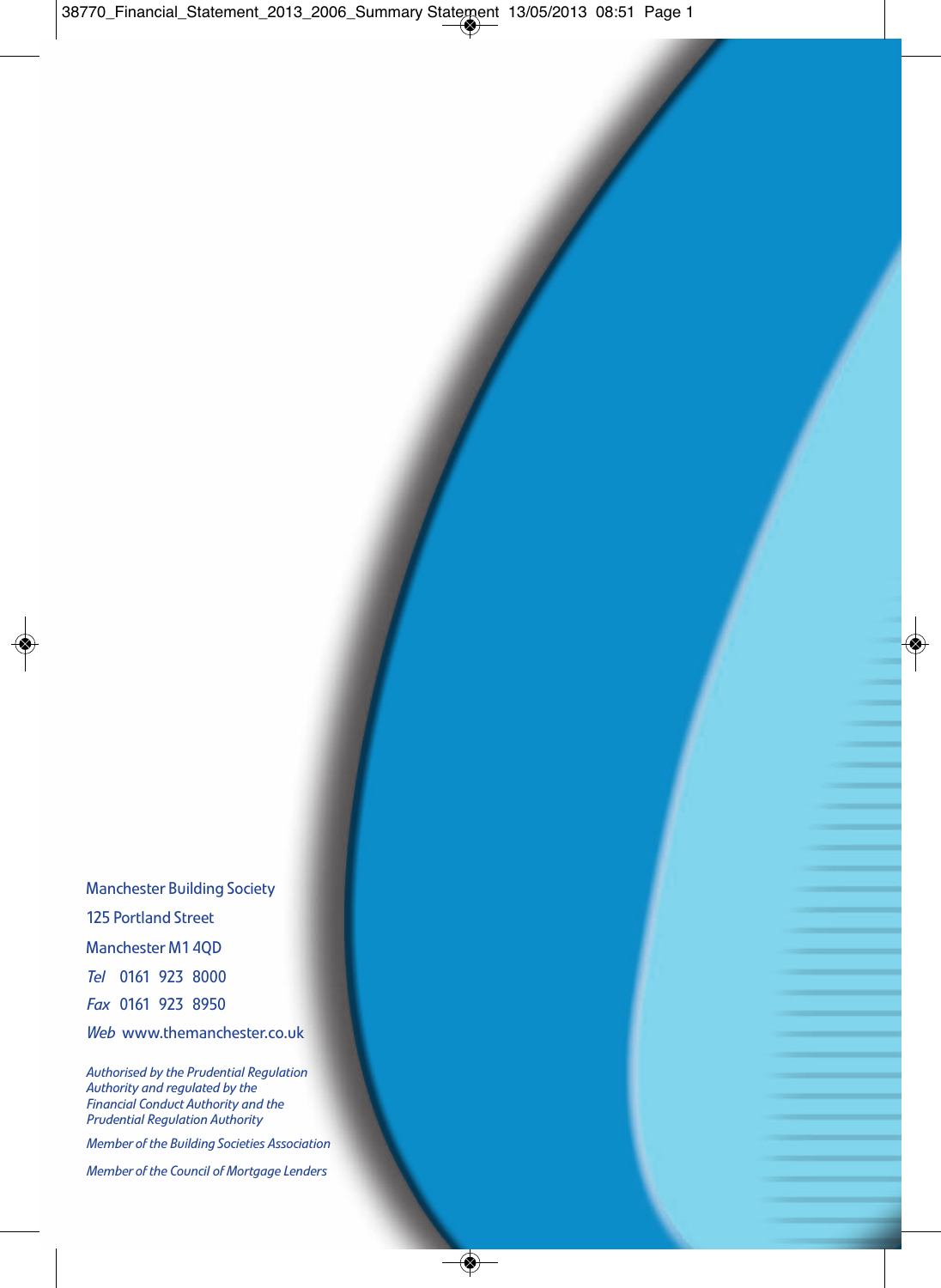Manchester Building Society

125 Portland Street

Manchester M1 4QD

*Tel* 0161 923 8000

*Fax* 0161 923 8950

*Web* www.themanchester.co.uk

*Authorised by the Prudential Regulation Authority and regulated by the Financial Conduct Authority and the Prudential Regulation Authority*

*Member of the Building Societies Association*

*Member of the Council of Mortgage Lenders*